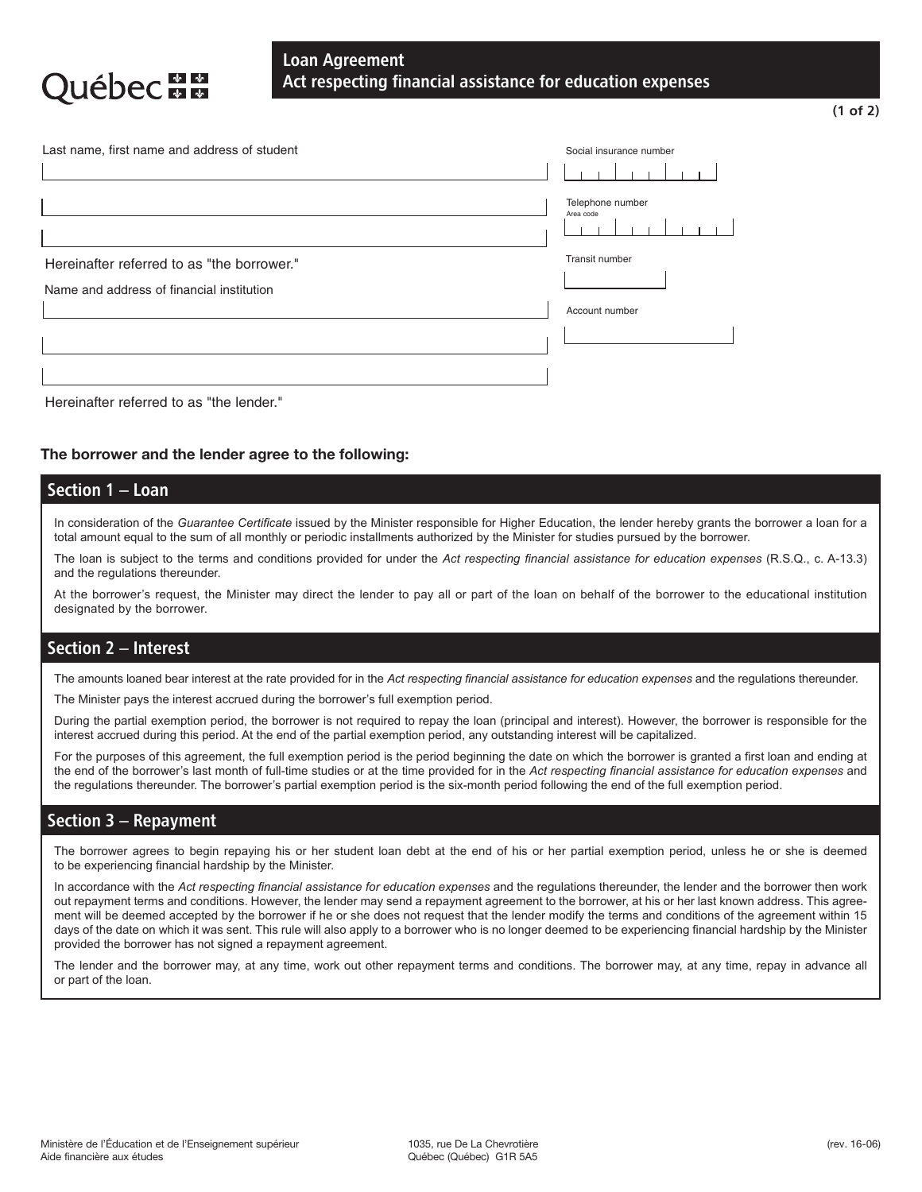Québec

# Loan Agreement
## Act respecting financial assistance for education expenses

Last name, first name and address of student

Social insurance number

Telephone number
Area code

Hereinafter referred to as "the borrower."

Transit number

Name and address of financial institution

Account number

Hereinafter referred to as "the lender."

**The borrower and the lender agree to the following:**

## Section 1 – Loan

In consideration of the *Guarantee Certificate* issued by the Minister responsible for Higher Education, the lender hereby grants the borrower a loan for a total amount equal to the sum of all monthly or periodic installments authorized by the Minister for studies pursued by the borrower.

The loan is subject to the terms and conditions provided for under the *Act respecting financial assistance for education expenses* (R.S.Q., c. A-13.3) and the regulations thereunder.

At the borrower's request, the Minister may direct the lender to pay all or part of the loan on behalf of the borrower to the educational institution designated by the borrower.

## Section 2 – Interest

The amounts loaned bear interest at the rate provided for in the *Act respecting financial assistance for education expenses* and the regulations thereunder.

The Minister pays the interest accrued during the borrower's full exemption period.

During the partial exemption period, the borrower is not required to repay the loan (principal and interest). However, the borrower is responsible for the interest accrued during this period. At the end of the partial exemption period, any outstanding interest will be capitalized.

For the purposes of this agreement, the full exemption period is the period beginning the date on which the borrower is granted a first loan and ending at the end of the borrower's last month of full-time studies or at the time provided for in the *Act respecting financial assistance for education expenses* and the regulations thereunder. The borrower's partial exemption period is the six-month period following the end of the full exemption period.

## Section 3 – Repayment

The borrower agrees to begin repaying his or her student loan debt at the end of his or her partial exemption period, unless he or she is deemed to be experiencing financial hardship by the Minister.

In accordance with the *Act respecting financial assistance for education expenses* and the regulations thereunder, the lender and the borrower then work out repayment terms and conditions. However, the lender may send a repayment agreement to the borrower, at his or her last known address. This agreement will be deemed accepted by the borrower if he or she does not request that the lender modify the terms and conditions of the agreement within 15 days of the date on which it was sent. This rule will also apply to a borrower who is no longer deemed to be experiencing financial hardship by the Minister provided the borrower has not signed a repayment agreement.

The lender and the borrower may, at any time, work out other repayment terms and conditions. The borrower may, at any time, repay in advance all or part of the loan.

Ministère de l'Éducation et de l'Enseignement supérieur
Aide financière aux études

1035, rue De La Chevrotière
Québec (Québec) G1R 5A5

(rev. 16-06)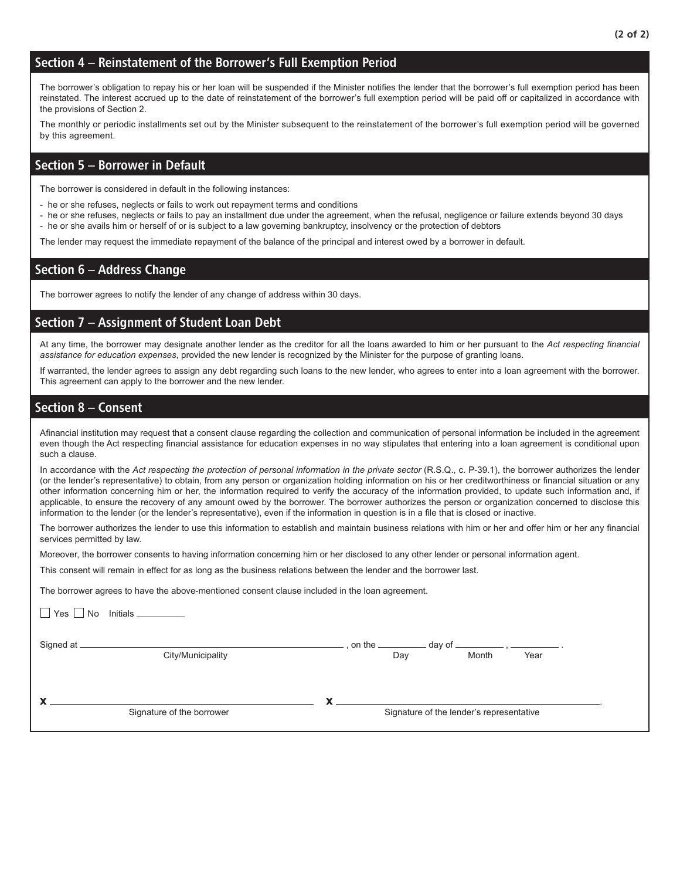## Section 4 – Reinstatement of the Borrower's Full Exemption Period

The borrower's obligation to repay his or her loan will be suspended if the Minister notifies the lender that the borrower's full exemption period has been reinstated. The interest accrued up to the date of reinstatement of the borrower's full exemption period will be paid off or capitalized in accordance with the provisions of Section 2.

The monthly or periodic installments set out by the Minister subsequent to the reinstatement of the borrower's full exemption period will be governed by this agreement.

## Section 5 – Borrower in Default

The borrower is considered in default in the following instances:

- he or she refuses, neglects or fails to work out repayment terms and conditions
- he or she refuses, neglects or fails to pay an installment due under the agreement, when the refusal, negligence or failure extends beyond 30 days
- he or she avails him or herself of or is subject to a law governing bankruptcy, insolvency or the protection of debtors

The lender may request the immediate repayment of the balance of the principal and interest owed by a borrower in default.

## Section 6 – Address Change

The borrower agrees to notify the lender of any change of address within 30 days.

## Section 7 – Assignment of Student Loan Debt

At any time, the borrower may designate another lender as the creditor for all the loans awarded to him or her pursuant to the *Act respecting financial assistance for education expenses*, provided the new lender is recognized by the Minister for the purpose of granting loans.

If warranted, the lender agrees to assign any debt regarding such loans to the new lender, who agrees to enter into a loan agreement with the borrower. This agreement can apply to the borrower and the new lender.

## Section 8 – Consent

Afinancial institution may request that a consent clause regarding the collection and communication of personal information be included in the agreement even though the Act respecting financial assistance for education expenses in no way stipulates that entering into a loan agreement is conditional upon such a clause.

In accordance with the *Act respecting the protection of personal information in the private sector* (R.S.Q., c. P-39.1), the borrower authorizes the lender (or the lender's representative) to obtain, from any person or organization holding information on his or her creditworthiness or financial situation or any other information concerning him or her, the information required to verify the accuracy of the information provided, to update such information and, if applicable, to ensure the recovery of any amount owed by the borrower. The borrower authorizes the person or organization concerned to disclose this information to the lender (or the lender's representative), even if the information in question is in a file that is closed or inactive.

The borrower authorizes the lender to use this information to establish and maintain business relations with him or her and offer him or her any financial services permitted by law.

Moreover, the borrower consents to having information concerning him or her disclosed to any other lender or personal information agent.

This consent will remain in effect for as long as the business relations between the lender and the borrower last.

The borrower agrees to have the above-mentioned consent clause included in the loan agreement.

☐ Yes ☐ No Initials __________

Signed at ______________________________ , on the __________ day of __________ , __________ .
City/Municipality Day Month Year

**x** ______________________________
Signature of the borrower

**x** ______________________________.
Signature of the lender's representative